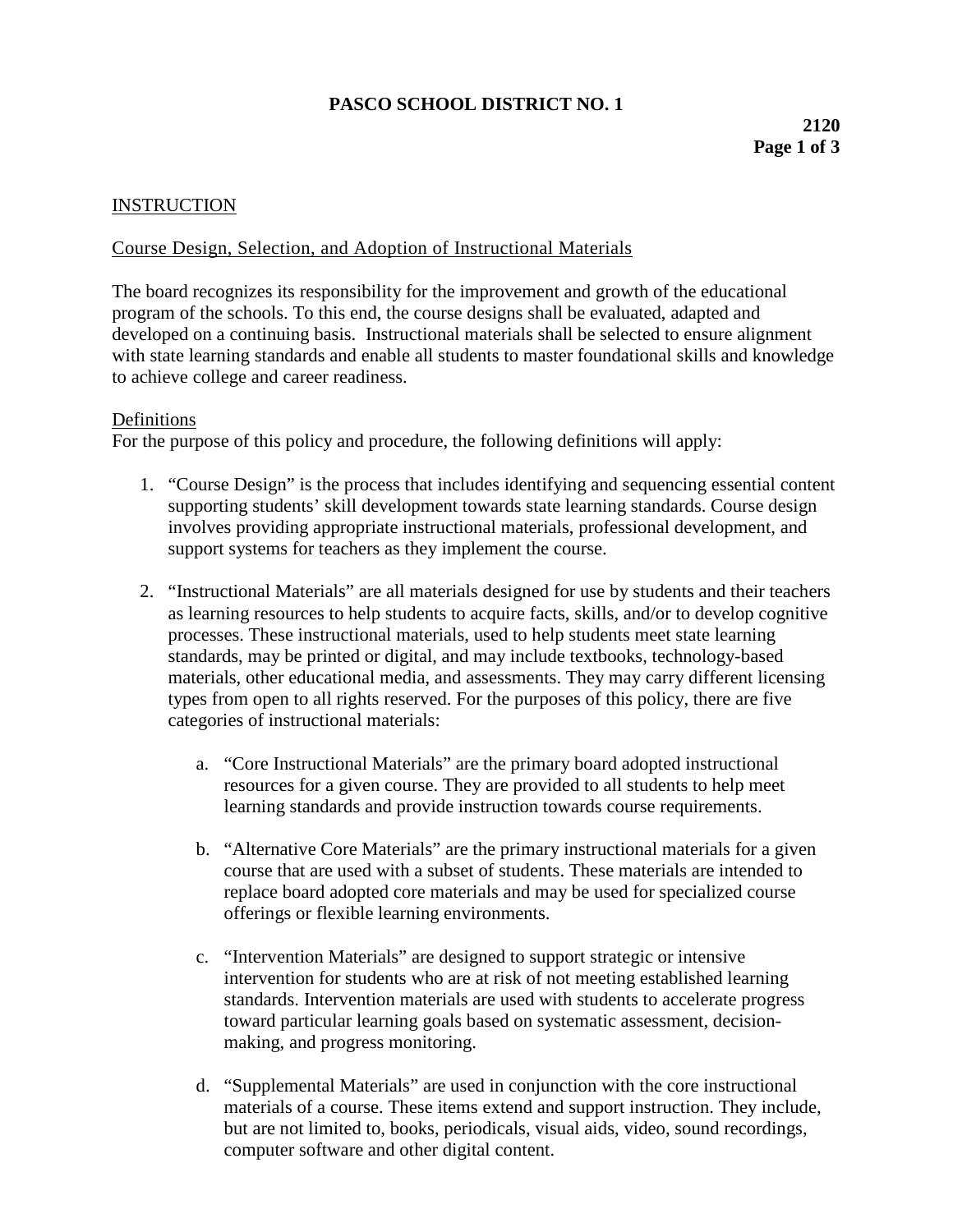# PASCO SCHOOL DISTRICT NO. 1

**2120**

## INSTRUCTION

### Course Design, Selection, and Adoption of Instructional Materials

The board recognizes its responsibility for the improvement and growth of the educational program of the schools. To this end, the course designs shall be evaluated, adapted and developed on a continuing basis. Instructional materials shall be selected to ensure alignment with state learning standards and enable all students to master foundational skills and knowledge to achieve college and career readiness.

### Definitions

For the purpose of this policy and procedure, the following definitions will apply:

1. "Course Design" is the process that includes identifying and sequencing essential content supporting students' skill development towards state learning standards. Course design involves providing appropriate instructional materials, professional development, and support systems for teachers as they implement the course.

2. "Instructional Materials" are all materials designed for use by students and their teachers as learning resources to help students to acquire facts, skills, and/or to develop cognitive processes. These instructional materials, used to help students meet state learning standards, may be printed or digital, and may include textbooks, technology-based materials, other educational media, and assessments. They may carry different licensing types from open to all rights reserved. For the purposes of this policy, there are five categories of instructional materials:

   a. "Core Instructional Materials" are the primary board adopted instructional resources for a given course. They are provided to all students to help meet learning standards and provide instruction towards course requirements.

   b. "Alternative Core Materials" are the primary instructional materials for a given course that are used with a subset of students. These materials are intended to replace board adopted core materials and may be used for specialized course offerings or flexible learning environments.

   c. "Intervention Materials" are designed to support strategic or intensive intervention for students who are at risk of not meeting established learning standards. Intervention materials are used with students to accelerate progress toward particular learning goals based on systematic assessment, decision-making, and progress monitoring.

   d. "Supplemental Materials" are used in conjunction with the core instructional materials of a course. These items extend and support instruction. They include, but are not limited to, books, periodicals, visual aids, video, sound recordings, computer software and other digital content.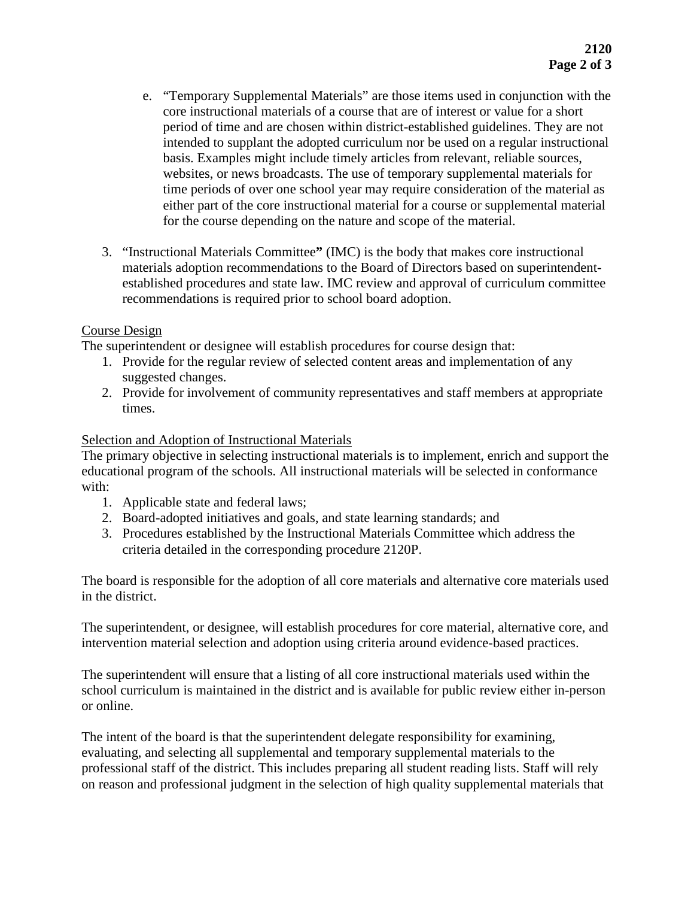e. "Temporary Supplemental Materials" are those items used in conjunction with the core instructional materials of a course that are of interest or value for a short period of time and are chosen within district-established guidelines. They are not intended to supplant the adopted curriculum nor be used on a regular instructional basis. Examples might include timely articles from relevant, reliable sources, websites, or news broadcasts. The use of temporary supplemental materials for time periods of over one school year may require consideration of the material as either part of the core instructional material for a course or supplemental material for the course depending on the nature and scope of the material.

3. "Instructional Materials Committee**"** (IMC) is the body that makes core instructional materials adoption recommendations to the Board of Directors based on superintendent-established procedures and state law. IMC review and approval of curriculum committee recommendations is required prior to school board adoption.

<u>Course Design</u>

The superintendent or designee will establish procedures for course design that:

1. Provide for the regular review of selected content areas and implementation of any suggested changes.
2. Provide for involvement of community representatives and staff members at appropriate times.

<u>Selection and Adoption of Instructional Materials</u>

The primary objective in selecting instructional materials is to implement, enrich and support the educational program of the schools. All instructional materials will be selected in conformance with:

1. Applicable state and federal laws;
2. Board-adopted initiatives and goals, and state learning standards; and
3. Procedures established by the Instructional Materials Committee which address the criteria detailed in the corresponding procedure 2120P.

The board is responsible for the adoption of all core materials and alternative core materials used in the district.

The superintendent, or designee, will establish procedures for core material, alternative core, and intervention material selection and adoption using criteria around evidence-based practices.

The superintendent will ensure that a listing of all core instructional materials used within the school curriculum is maintained in the district and is available for public review either in-person or online.

The intent of the board is that the superintendent delegate responsibility for examining, evaluating, and selecting all supplemental and temporary supplemental materials to the professional staff of the district. This includes preparing all student reading lists. Staff will rely on reason and professional judgment in the selection of high quality supplemental materials that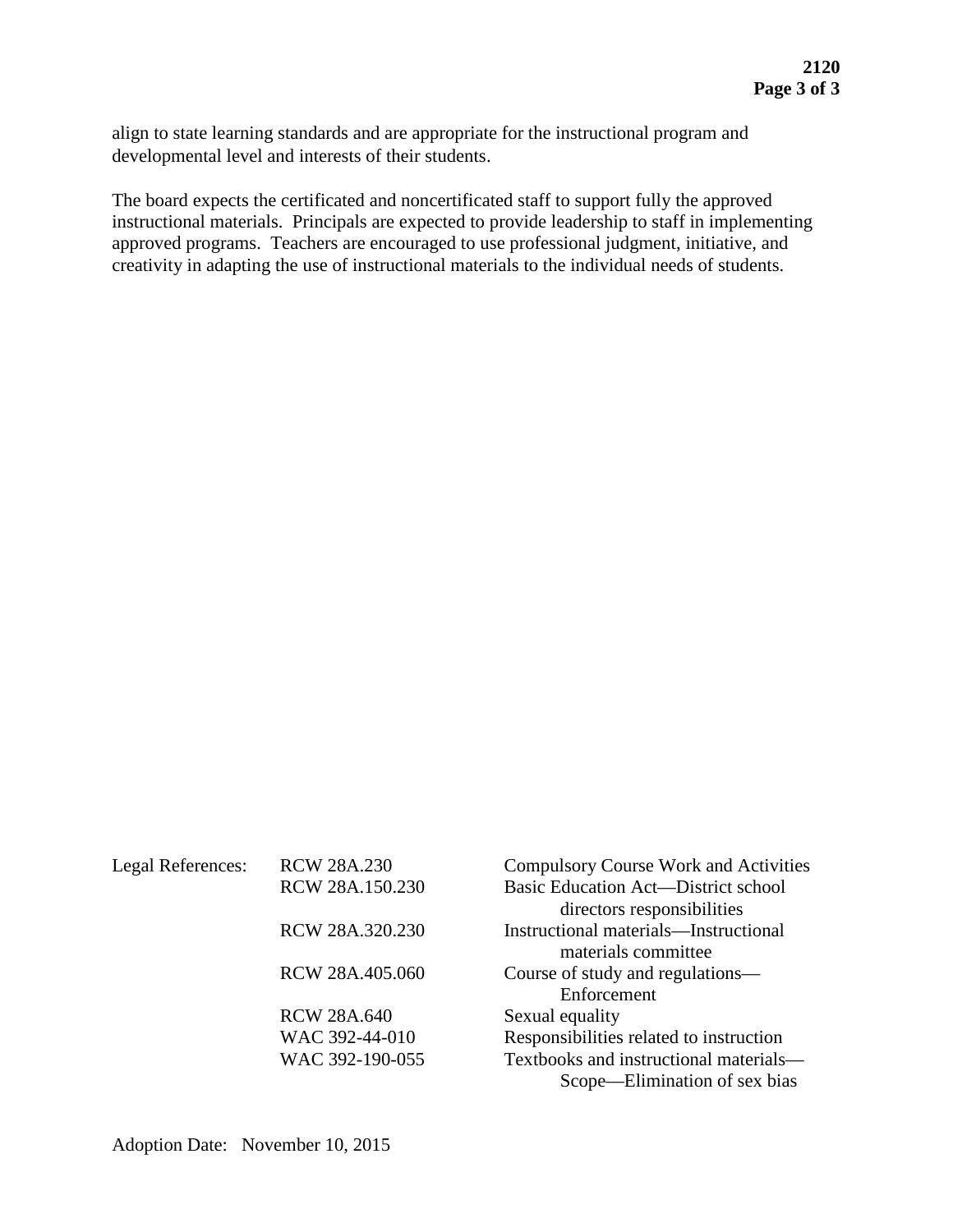align to state learning standards and are appropriate for the instructional program and developmental level and interests of their students.

The board expects the certificated and noncertificated staff to support fully the approved instructional materials. Principals are expected to provide leadership to staff in implementing approved programs. Teachers are encouraged to use professional judgment, initiative, and creativity in adapting the use of instructional materials to the individual needs of students.

| | | |
|---|---|---|
| Legal References: | RCW 28A.230 | Compulsory Course Work and Activities |
| | RCW 28A.150.230 | Basic Education Act—District school directors responsibilities |
| | RCW 28A.320.230 | Instructional materials—Instructional materials committee |
| | RCW 28A.405.060 | Course of study and regulations—Enforcement |
| | RCW 28A.640 | Sexual equality |
| | WAC 392-44-010 | Responsibilities related to instruction |
| | WAC 392-190-055 | Textbooks and instructional materials—Scope—Elimination of sex bias |

Adoption Date: November 10, 2015